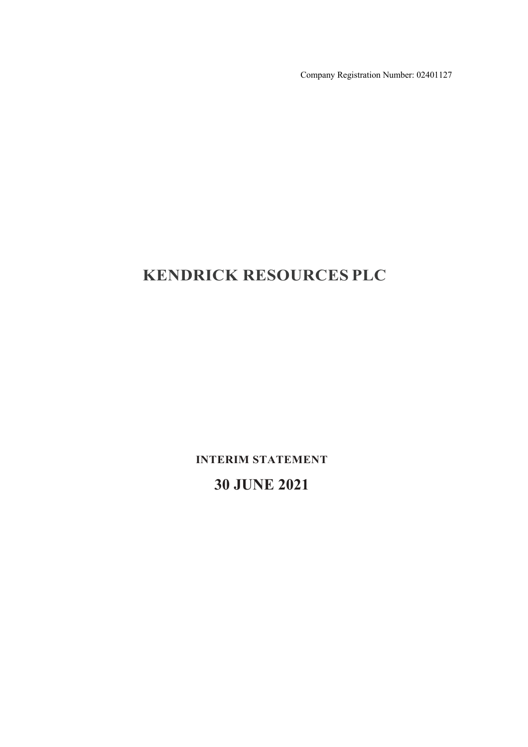Company Registration Number: 02401127

# KENDRICK RESOURCES PLC

**INTERIM STATEMENT**

## 30 JUNE 2021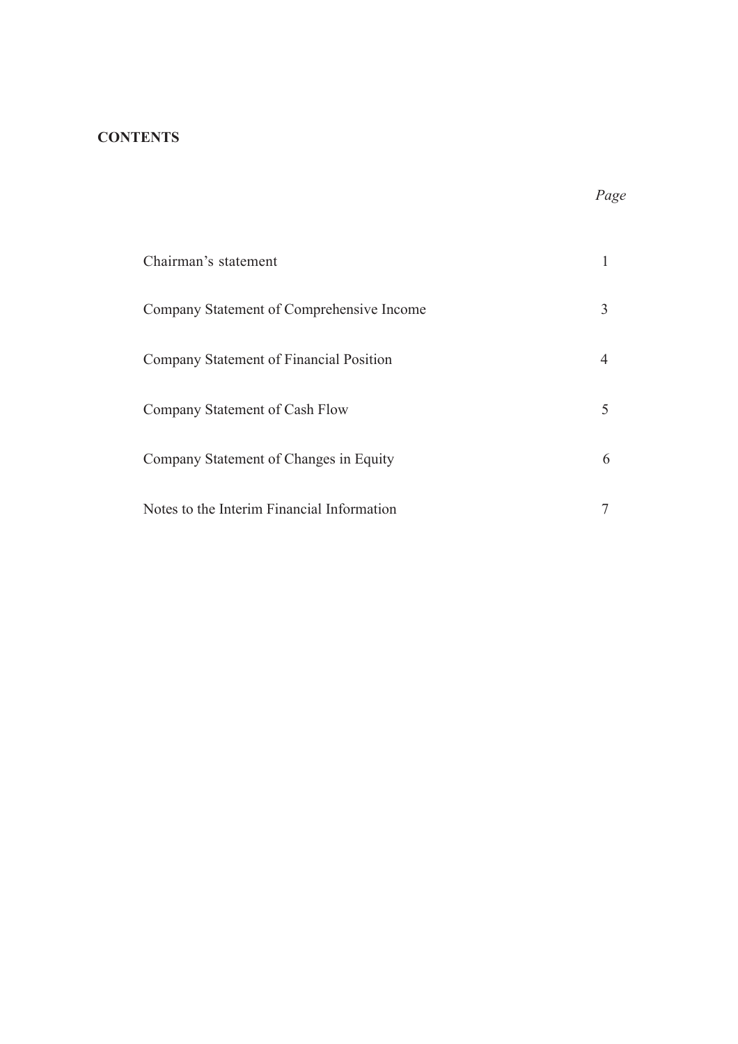## CONTENTS

| | *Page* |
|---|---|
| Chairman's statement | 1 |
| Company Statement of Comprehensive Income | 3 |
| Company Statement of Financial Position | 4 |
| Company Statement of Cash Flow | 5 |
| Company Statement of Changes in Equity | 6 |
| Notes to the Interim Financial Information | 7 |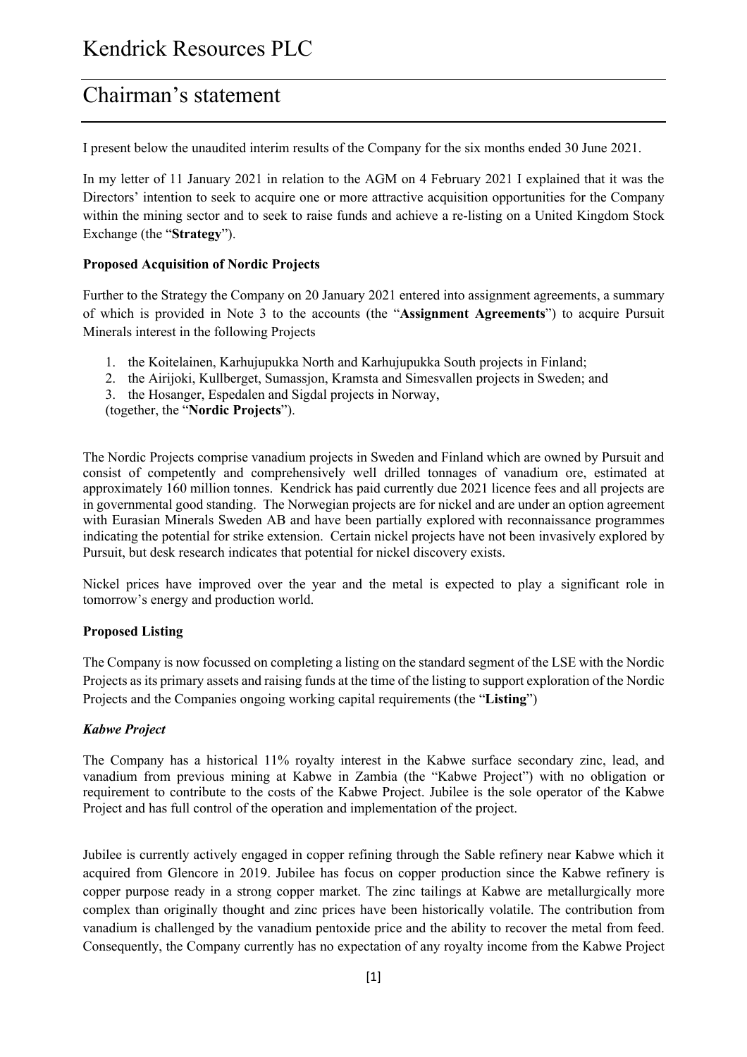# Kendrick Resources PLC

## Chairman's statement

I present below the unaudited interim results of the Company for the six months ended 30 June 2021.

In my letter of 11 January 2021 in relation to the AGM on 4 February 2021 I explained that it was the Directors' intention to seek to acquire one or more attractive acquisition opportunities for the Company within the mining sector and to seek to raise funds and achieve a re-listing on a United Kingdom Stock Exchange (the "**Strategy**").

**Proposed Acquisition of Nordic Projects**

Further to the Strategy the Company on 20 January 2021 entered into assignment agreements, a summary of which is provided in Note 3 to the accounts (the "**Assignment Agreements**") to acquire Pursuit Minerals interest in the following Projects

1. the Koitelainen, Karhujupukka North and Karhujupukka South projects in Finland;
2. the Airijoki, Kullberget, Sumassjon, Kramsta and Simesvallen projects in Sweden; and
3. the Hosanger, Espedalen and Sigdal projects in Norway,

(together, the "**Nordic Projects**").

The Nordic Projects comprise vanadium projects in Sweden and Finland which are owned by Pursuit and consist of competently and comprehensively well drilled tonnages of vanadium ore, estimated at approximately 160 million tonnes. Kendrick has paid currently due 2021 licence fees and all projects are in governmental good standing. The Norwegian projects are for nickel and are under an option agreement with Eurasian Minerals Sweden AB and have been partially explored with reconnaissance programmes indicating the potential for strike extension. Certain nickel projects have not been invasively explored by Pursuit, but desk research indicates that potential for nickel discovery exists.

Nickel prices have improved over the year and the metal is expected to play a significant role in tomorrow's energy and production world.

**Proposed Listing**

The Company is now focussed on completing a listing on the standard segment of the LSE with the Nordic Projects as its primary assets and raising funds at the time of the listing to support exploration of the Nordic Projects and the Companies ongoing working capital requirements (the "**Listing**")

***Kabwe Project***

The Company has a historical 11% royalty interest in the Kabwe surface secondary zinc, lead, and vanadium from previous mining at Kabwe in Zambia (the "Kabwe Project") with no obligation or requirement to contribute to the costs of the Kabwe Project. Jubilee is the sole operator of the Kabwe Project and has full control of the operation and implementation of the project.

Jubilee is currently actively engaged in copper refining through the Sable refinery near Kabwe which it acquired from Glencore in 2019. Jubilee has focus on copper production since the Kabwe refinery is copper purpose ready in a strong copper market. The zinc tailings at Kabwe are metallurgically more complex than originally thought and zinc prices have been historically volatile. The contribution from vanadium is challenged by the vanadium pentoxide price and the ability to recover the metal from feed. Consequently, the Company currently has no expectation of any royalty income from the Kabwe Project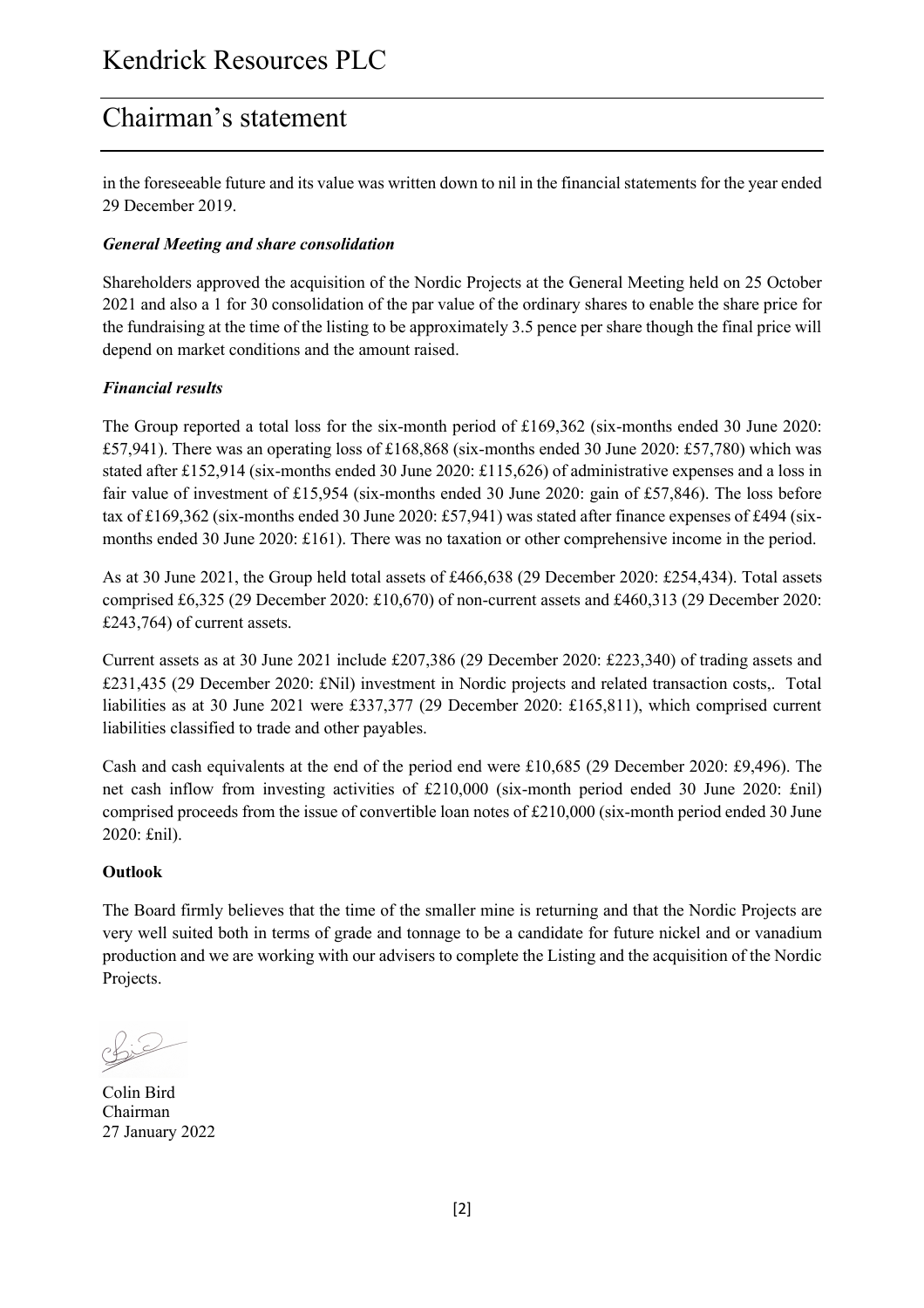in the foreseeable future and its value was written down to nil in the financial statements for the year ended 29 December 2019.

***General Meeting and share consolidation***

Shareholders approved the acquisition of the Nordic Projects at the General Meeting held on 25 October 2021 and also a 1 for 30 consolidation of the par value of the ordinary shares to enable the share price for the fundraising at the time of the listing to be approximately 3.5 pence per share though the final price will depend on market conditions and the amount raised.

***Financial results***

The Group reported a total loss for the six-month period of £169,362 (six-months ended 30 June 2020: £57,941). There was an operating loss of £168,868 (six-months ended 30 June 2020: £57,780) which was stated after £152,914 (six-months ended 30 June 2020: £115,626) of administrative expenses and a loss in fair value of investment of £15,954 (six-months ended 30 June 2020: gain of £57,846). The loss before tax of £169,362 (six-months ended 30 June 2020: £57,941) was stated after finance expenses of £494 (six-months ended 30 June 2020: £161). There was no taxation or other comprehensive income in the period.

As at 30 June 2021, the Group held total assets of £466,638 (29 December 2020: £254,434). Total assets comprised £6,325 (29 December 2020: £10,670) of non-current assets and £460,313 (29 December 2020: £243,764) of current assets.

Current assets as at 30 June 2021 include £207,386 (29 December 2020: £223,340) of trading assets and £231,435 (29 December 2020: £Nil) investment in Nordic projects and related transaction costs,. Total liabilities as at 30 June 2021 were £337,377 (29 December 2020: £165,811), which comprised current liabilities classified to trade and other payables.

Cash and cash equivalents at the end of the period end were £10,685 (29 December 2020: £9,496). The net cash inflow from investing activities of £210,000 (six-month period ended 30 June 2020: £nil) comprised proceeds from the issue of convertible loan notes of £210,000 (six-month period ended 30 June 2020: £nil).

**Outlook**

The Board firmly believes that the time of the smaller mine is returning and that the Nordic Projects are very well suited both in terms of grade and tonnage to be a candidate for future nickel and or vanadium production and we are working with our advisers to complete the Listing and the acquisition of the Nordic Projects.

Colin Bird
Chairman
27 January 2022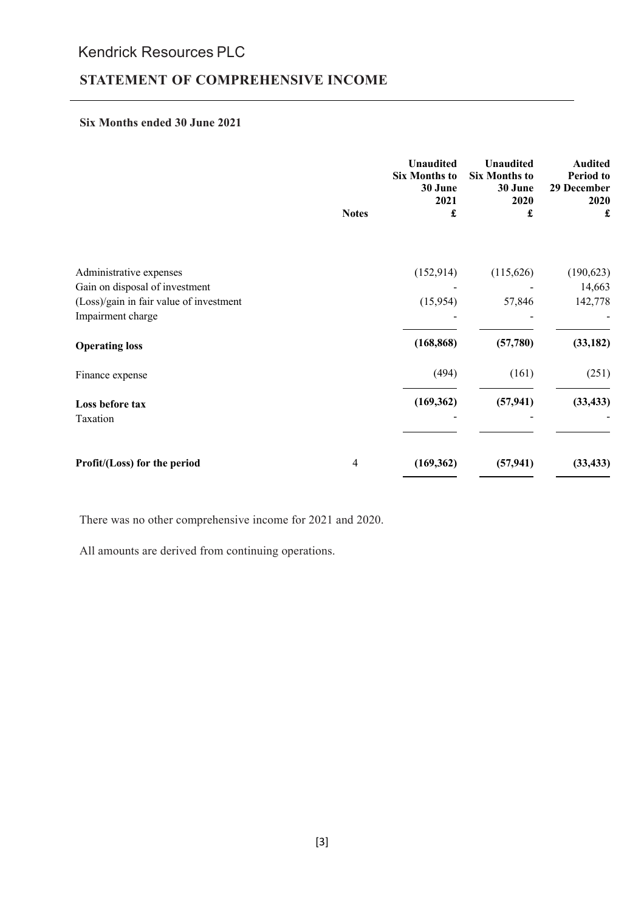Kendrick Resources PLC

# STATEMENT OF COMPREHENSIVE INCOME

**Six Months ended 30 June 2021**

| | Notes | Unaudited Six Months to 30 June 2021 £ | Unaudited Six Months to 30 June 2020 £ | Audited Period to 29 December 2020 £ |
|---|---|---|---|---|
| Administrative expenses | | (152,914) | (115,626) | (190,623) |
| Gain on disposal of investment | | - | - | 14,663 |
| (Loss)/gain in fair value of investment | | (15,954) | 57,846 | 142,778 |
| Impairment charge | | - | - | - |
| **Operating loss** | | **(168,868)** | **(57,780)** | **(33,182)** |
| Finance expense | | (494) | (161) | (251) |
| **Loss before tax** | | **(169,362)** | **(57,941)** | **(33,433)** |
| Taxation | | - | - | - |
| **Profit/(Loss) for the period** | 4 | **(169,362)** | **(57,941)** | **(33,433)** |

There was no other comprehensive income for 2021 and 2020.

All amounts are derived from continuing operations.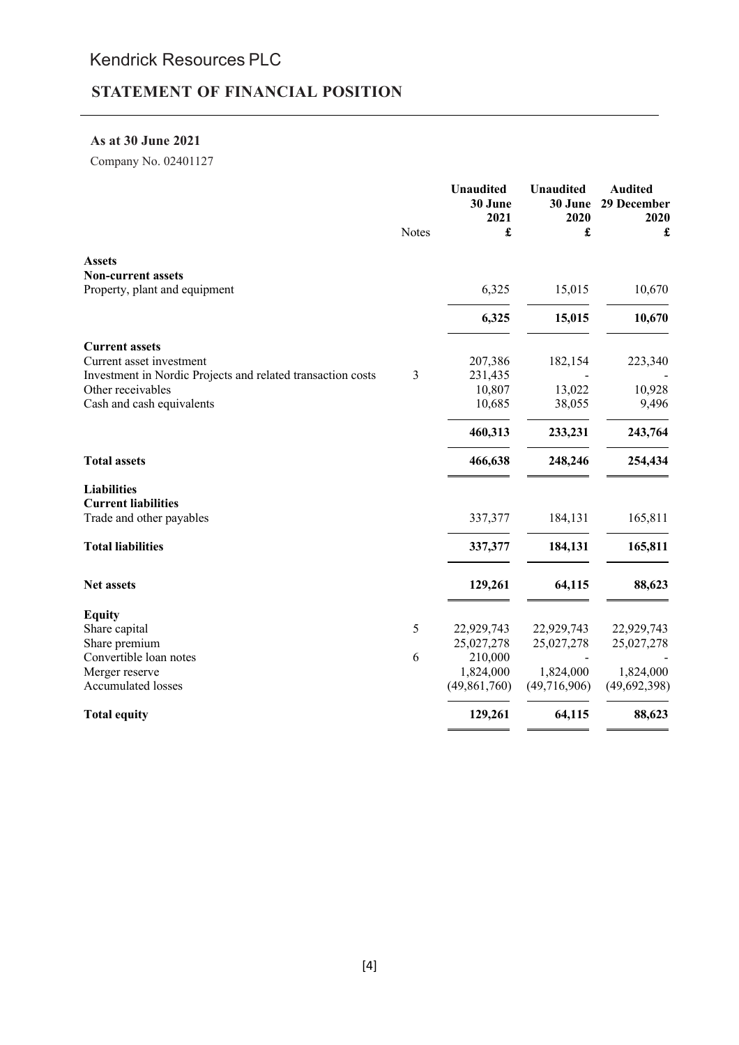Kendrick Resources PLC

# STATEMENT OF FINANCIAL POSITION

### As at 30 June 2021

Company No. 02401127

| | Notes | Unaudited 30 June 2021 £ | Unaudited 30 June 2020 £ | Audited 29 December 2020 £ |
|---|---|---|---|---|
| **Assets** | | | | |
| **Non-current assets** | | | | |
| Property, plant and equipment | | 6,325 | 15,015 | 10,670 |
| | | **6,325** | **15,015** | **10,670** |
| **Current assets** | | | | |
| Current asset investment | | 207,386 | 182,154 | 223,340 |
| Investment in Nordic Projects and related transaction costs | 3 | 231,435 | - | - |
| Other receivables | | 10,807 | 13,022 | 10,928 |
| Cash and cash equivalents | | 10,685 | 38,055 | 9,496 |
| | | **460,313** | **233,231** | **243,764** |
| **Total assets** | | **466,638** | **248,246** | **254,434** |
| **Liabilities** | | | | |
| **Current liabilities** | | | | |
| Trade and other payables | | 337,377 | 184,131 | 165,811 |
| **Total liabilities** | | **337,377** | **184,131** | **165,811** |
| **Net assets** | | **129,261** | **64,115** | **88,623** |
| **Equity** | | | | |
| Share capital | 5 | 22,929,743 | 22,929,743 | 22,929,743 |
| Share premium | | 25,027,278 | 25,027,278 | 25,027,278 |
| Convertible loan notes | 6 | 210,000 | - | - |
| Merger reserve | | 1,824,000 | 1,824,000 | 1,824,000 |
| Accumulated losses | | (49,861,760) | (49,716,906) | (49,692,398) |
| **Total equity** | | **129,261** | **64,115** | **88,623** |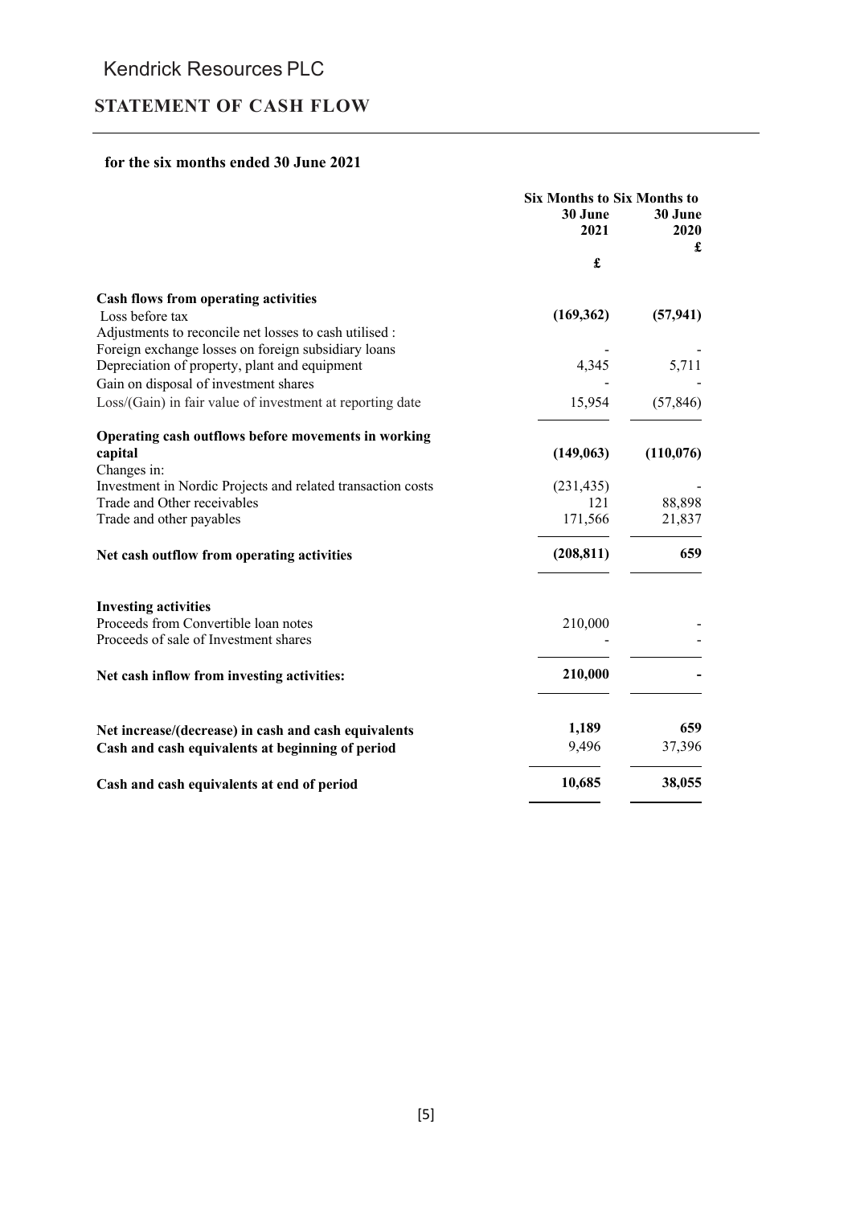Kendrick Resources PLC

## STATEMENT OF CASH FLOW

**for the six months ended 30 June 2021**

| | Six Months to 30 June 2021 | Six Months to 30 June 2020 |
|---|---|---|
| | £ | £ |
| **Cash flows from operating activities** | | |
| Loss before tax | **(169,362)** | **(57,941)** |
| Adjustments to reconcile net losses to cash utilised : | | |
| Foreign exchange losses on foreign subsidiary loans | - | - |
| Depreciation of property, plant and equipment | 4,345 | 5,711 |
| Gain on disposal of investment shares | - | - |
| Loss/(Gain) in fair value of investment at reporting date | 15,954 | (57,846) |
| **Operating cash outflows before movements in working capital** | **(149,063)** | **(110,076)** |
| Changes in: | | |
| Investment in Nordic Projects and related transaction costs | (231,435) | - |
| Trade and Other receivables | 121 | 88,898 |
| Trade and other payables | 171,566 | 21,837 |
| **Net cash outflow from operating activities** | **(208,811)** | **659** |
| **Investing activities** | | |
| Proceeds from Convertible loan notes | 210,000 | - |
| Proceeds of sale of Investment shares | - | - |
| **Net cash inflow from investing activities:** | **210,000** | **-** |
| **Net increase/(decrease) in cash and cash equivalents** | **1,189** | **659** |
| **Cash and cash equivalents at beginning of period** | 9,496 | 37,396 |
| **Cash and cash equivalents at end of period** | **10,685** | **38,055** |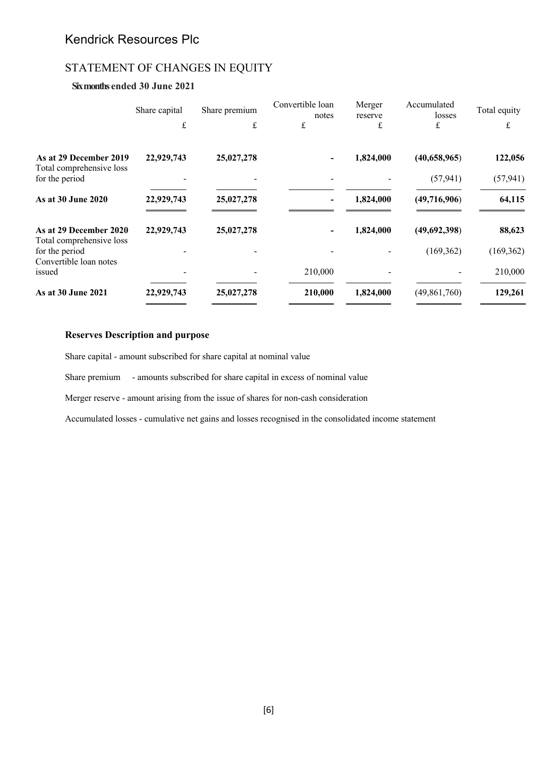# Kendrick Resources Plc

## STATEMENT OF CHANGES IN EQUITY

### Six months ended 30 June 2021

| | Share capital | Share premium | Convertible loan notes | Merger reserve | Accumulated losses | Total equity |
|---|---|---|---|---|---|---|
| | £ | £ | £ | £ | £ | £ |
| **As at 29 December 2019** | **22,929,743** | **25,027,278** | **-** | **1,824,000** | **(40,658,965)** | **122,056** |
| Total comprehensive loss for the period | - | - | - | - | (57,941) | (57,941) |
| **As at 30 June 2020** | **22,929,743** | **25,027,278** | **-** | **1,824,000** | **(49,716,906)** | **64,115** |
| **As at 29 December 2020** | **22,929,743** | **25,027,278** | **-** | **1,824,000** | **(49,692,398)** | **88,623** |
| Total comprehensive loss for the period | - | - | - | - | (169,362) | (169,362) |
| Convertible loan notes issued | - | - | 210,000 | - | - | 210,000 |
| **As at 30 June 2021** | **22,929,743** | **25,027,278** | **210,000** | **1,824,000** | (49,861,760) | **129,261** |

**Reserves Description and purpose**

Share capital - amount subscribed for share capital at nominal value

Share premium - amounts subscribed for share capital in excess of nominal value

Merger reserve - amount arising from the issue of shares for non-cash consideration

Accumulated losses - cumulative net gains and losses recognised in the consolidated income statement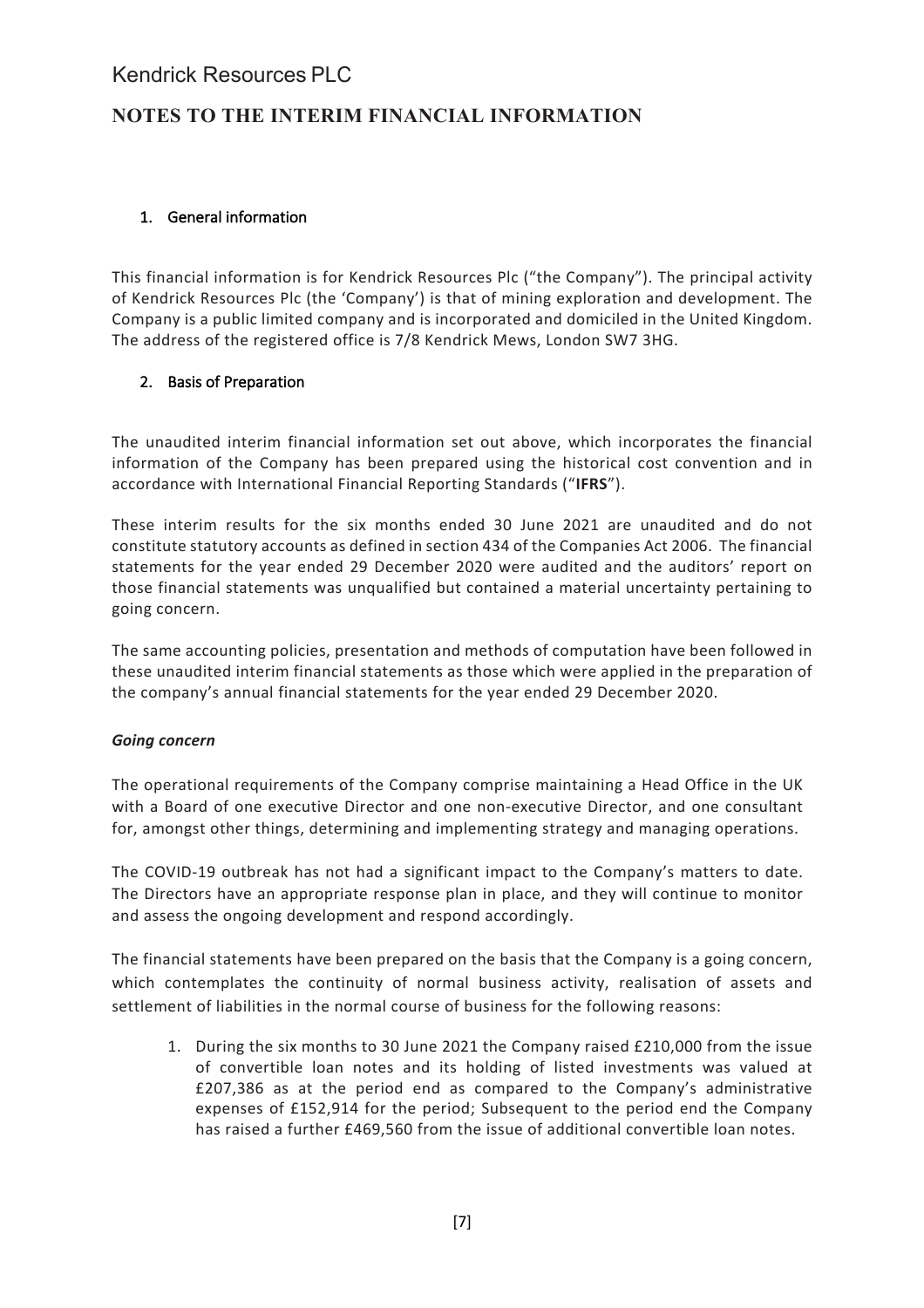# Kendrick Resources PLC

## NOTES TO THE INTERIM FINANCIAL INFORMATION

### 1. General information

This financial information is for Kendrick Resources Plc ("the Company"). The principal activity of Kendrick Resources Plc (the 'Company') is that of mining exploration and development. The Company is a public limited company and is incorporated and domiciled in the United Kingdom. The address of the registered office is 7/8 Kendrick Mews, London SW7 3HG.

### 2. Basis of Preparation

The unaudited interim financial information set out above, which incorporates the financial information of the Company has been prepared using the historical cost convention and in accordance with International Financial Reporting Standards ("**IFRS**").

These interim results for the six months ended 30 June 2021 are unaudited and do not constitute statutory accounts as defined in section 434 of the Companies Act 2006. The financial statements for the year ended 29 December 2020 were audited and the auditors' report on those financial statements was unqualified but contained a material uncertainty pertaining to going concern.

The same accounting policies, presentation and methods of computation have been followed in these unaudited interim financial statements as those which were applied in the preparation of the company's annual financial statements for the year ended 29 December 2020.

***Going concern***

The operational requirements of the Company comprise maintaining a Head Office in the UK with a Board of one executive Director and one non-executive Director, and one consultant for, amongst other things, determining and implementing strategy and managing operations.

The COVID-19 outbreak has not had a significant impact to the Company's matters to date. The Directors have an appropriate response plan in place, and they will continue to monitor and assess the ongoing development and respond accordingly.

The financial statements have been prepared on the basis that the Company is a going concern, which contemplates the continuity of normal business activity, realisation of assets and settlement of liabilities in the normal course of business for the following reasons:

1. During the six months to 30 June 2021 the Company raised £210,000 from the issue of convertible loan notes and its holding of listed investments was valued at £207,386 as at the period end as compared to the Company's administrative expenses of £152,914 for the period; Subsequent to the period end the Company has raised a further £469,560 from the issue of additional convertible loan notes.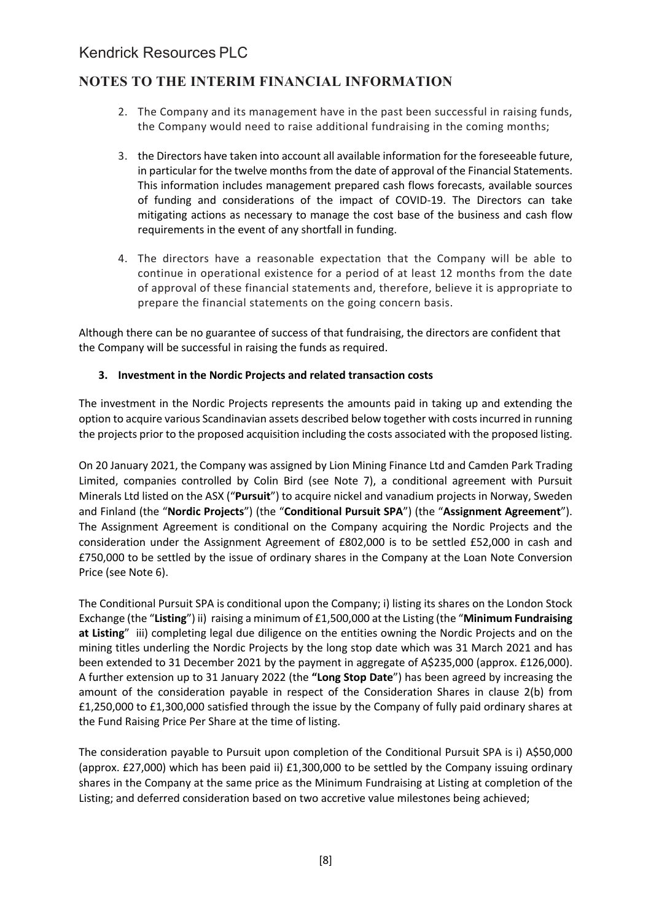2. The Company and its management have in the past been successful in raising funds, the Company would need to raise additional fundraising in the coming months;

3. the Directors have taken into account all available information for the foreseeable future, in particular for the twelve months from the date of approval of the Financial Statements. This information includes management prepared cash flows forecasts, available sources of funding and considerations of the impact of COVID-19. The Directors can take mitigating actions as necessary to manage the cost base of the business and cash flow requirements in the event of any shortfall in funding.

4. The directors have a reasonable expectation that the Company will be able to continue in operational existence for a period of at least 12 months from the date of approval of these financial statements and, therefore, believe it is appropriate to prepare the financial statements on the going concern basis.

Although there can be no guarantee of success of that fundraising, the directors are confident that the Company will be successful in raising the funds as required.

### 3. Investment in the Nordic Projects and related transaction costs

The investment in the Nordic Projects represents the amounts paid in taking up and extending the option to acquire various Scandinavian assets described below together with costs incurred in running the projects prior to the proposed acquisition including the costs associated with the proposed listing.

On 20 January 2021, the Company was assigned by Lion Mining Finance Ltd and Camden Park Trading Limited, companies controlled by Colin Bird (see Note 7), a conditional agreement with Pursuit Minerals Ltd listed on the ASX ("**Pursuit**") to acquire nickel and vanadium projects in Norway, Sweden and Finland (the "**Nordic Projects**") (the "**Conditional Pursuit SPA**") (the "**Assignment Agreement**"). The Assignment Agreement is conditional on the Company acquiring the Nordic Projects and the consideration under the Assignment Agreement of £802,000 is to be settled £52,000 in cash and £750,000 to be settled by the issue of ordinary shares in the Company at the Loan Note Conversion Price (see Note 6).

The Conditional Pursuit SPA is conditional upon the Company; i) listing its shares on the London Stock Exchange (the "**Listing**") ii) raising a minimum of £1,500,000 at the Listing (the "**Minimum Fundraising at Listing**" iii) completing legal due diligence on the entities owning the Nordic Projects and on the mining titles underling the Nordic Projects by the long stop date which was 31 March 2021 and has been extended to 31 December 2021 by the payment in aggregate of A$235,000 (approx. £126,000). A further extension up to 31 January 2022 (the **"Long Stop Date"**) has been agreed by increasing the amount of the consideration payable in respect of the Consideration Shares in clause 2(b) from £1,250,000 to £1,300,000 satisfied through the issue by the Company of fully paid ordinary shares at the Fund Raising Price Per Share at the time of listing.

The consideration payable to Pursuit upon completion of the Conditional Pursuit SPA is i) A$50,000 (approx. £27,000) which has been paid ii) £1,300,000 to be settled by the Company issuing ordinary shares in the Company at the same price as the Minimum Fundraising at Listing at completion of the Listing; and deferred consideration based on two accretive value milestones being achieved;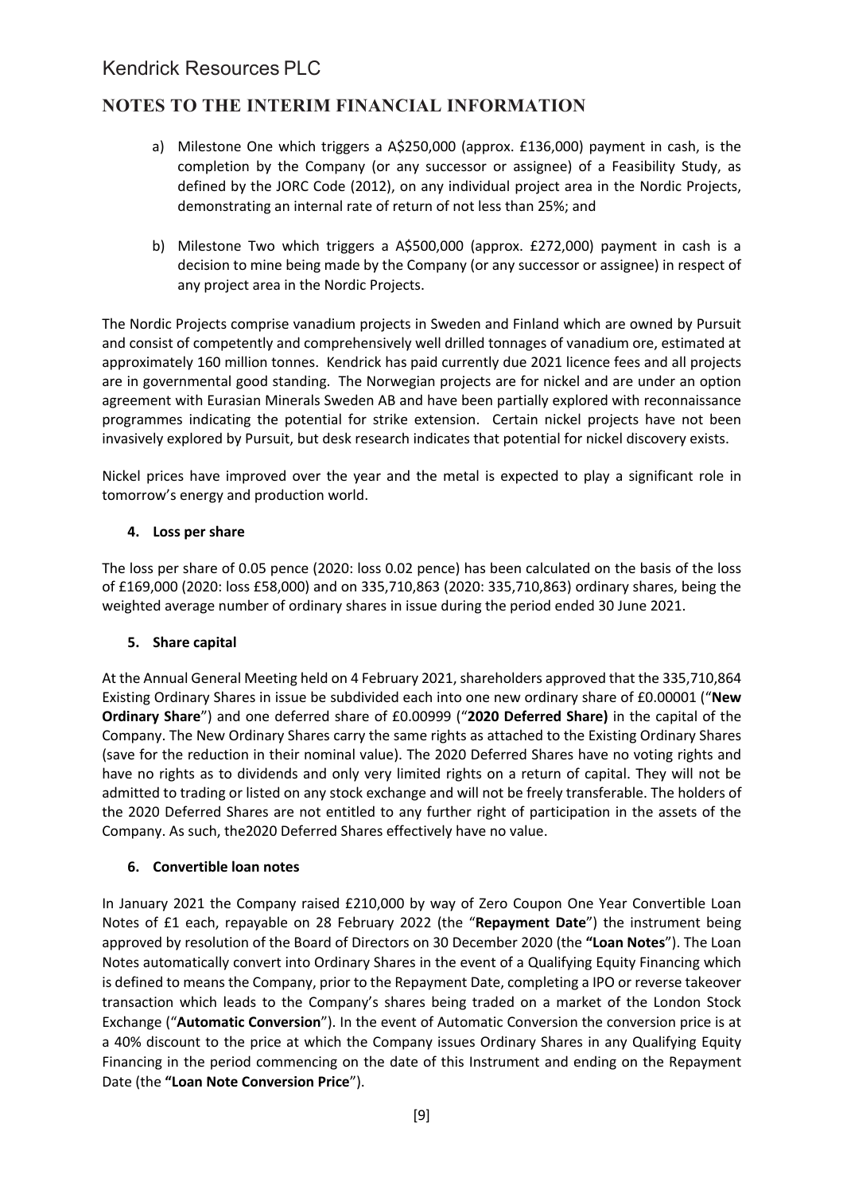a) Milestone One which triggers a A$250,000 (approx. £136,000) payment in cash, is the completion by the Company (or any successor or assignee) of a Feasibility Study, as defined by the JORC Code (2012), on any individual project area in the Nordic Projects, demonstrating an internal rate of return of not less than 25%; and

b) Milestone Two which triggers a A$500,000 (approx. £272,000) payment in cash is a decision to mine being made by the Company (or any successor or assignee) in respect of any project area in the Nordic Projects.

The Nordic Projects comprise vanadium projects in Sweden and Finland which are owned by Pursuit and consist of competently and comprehensively well drilled tonnages of vanadium ore, estimated at approximately 160 million tonnes. Kendrick has paid currently due 2021 licence fees and all projects are in governmental good standing. The Norwegian projects are for nickel and are under an option agreement with Eurasian Minerals Sweden AB and have been partially explored with reconnaissance programmes indicating the potential for strike extension. Certain nickel projects have not been invasively explored by Pursuit, but desk research indicates that potential for nickel discovery exists.

Nickel prices have improved over the year and the metal is expected to play a significant role in tomorrow's energy and production world.

### 4. Loss per share

The loss per share of 0.05 pence (2020: loss 0.02 pence) has been calculated on the basis of the loss of £169,000 (2020: loss £58,000) and on 335,710,863 (2020: 335,710,863) ordinary shares, being the weighted average number of ordinary shares in issue during the period ended 30 June 2021.

### 5. Share capital

At the Annual General Meeting held on 4 February 2021, shareholders approved that the 335,710,864 Existing Ordinary Shares in issue be subdivided each into one new ordinary share of £0.00001 ("**New Ordinary Share**") and one deferred share of £0.00999 ("**2020 Deferred Share)** in the capital of the Company. The New Ordinary Shares carry the same rights as attached to the Existing Ordinary Shares (save for the reduction in their nominal value). The 2020 Deferred Shares have no voting rights and have no rights as to dividends and only very limited rights on a return of capital. They will not be admitted to trading or listed on any stock exchange and will not be freely transferable. The holders of the 2020 Deferred Shares are not entitled to any further right of participation in the assets of the Company. As such, the2020 Deferred Shares effectively have no value.

### 6. Convertible loan notes

In January 2021 the Company raised £210,000 by way of Zero Coupon One Year Convertible Loan Notes of £1 each, repayable on 28 February 2022 (the "**Repayment Date**") the instrument being approved by resolution of the Board of Directors on 30 December 2020 (the **"Loan Notes**"). The Loan Notes automatically convert into Ordinary Shares in the event of a Qualifying Equity Financing which is defined to means the Company, prior to the Repayment Date, completing a IPO or reverse takeover transaction which leads to the Company's shares being traded on a market of the London Stock Exchange ("**Automatic Conversion**"). In the event of Automatic Conversion the conversion price is at a 40% discount to the price at which the Company issues Ordinary Shares in any Qualifying Equity Financing in the period commencing on the date of this Instrument and ending on the Repayment Date (the **"Loan Note Conversion Price**").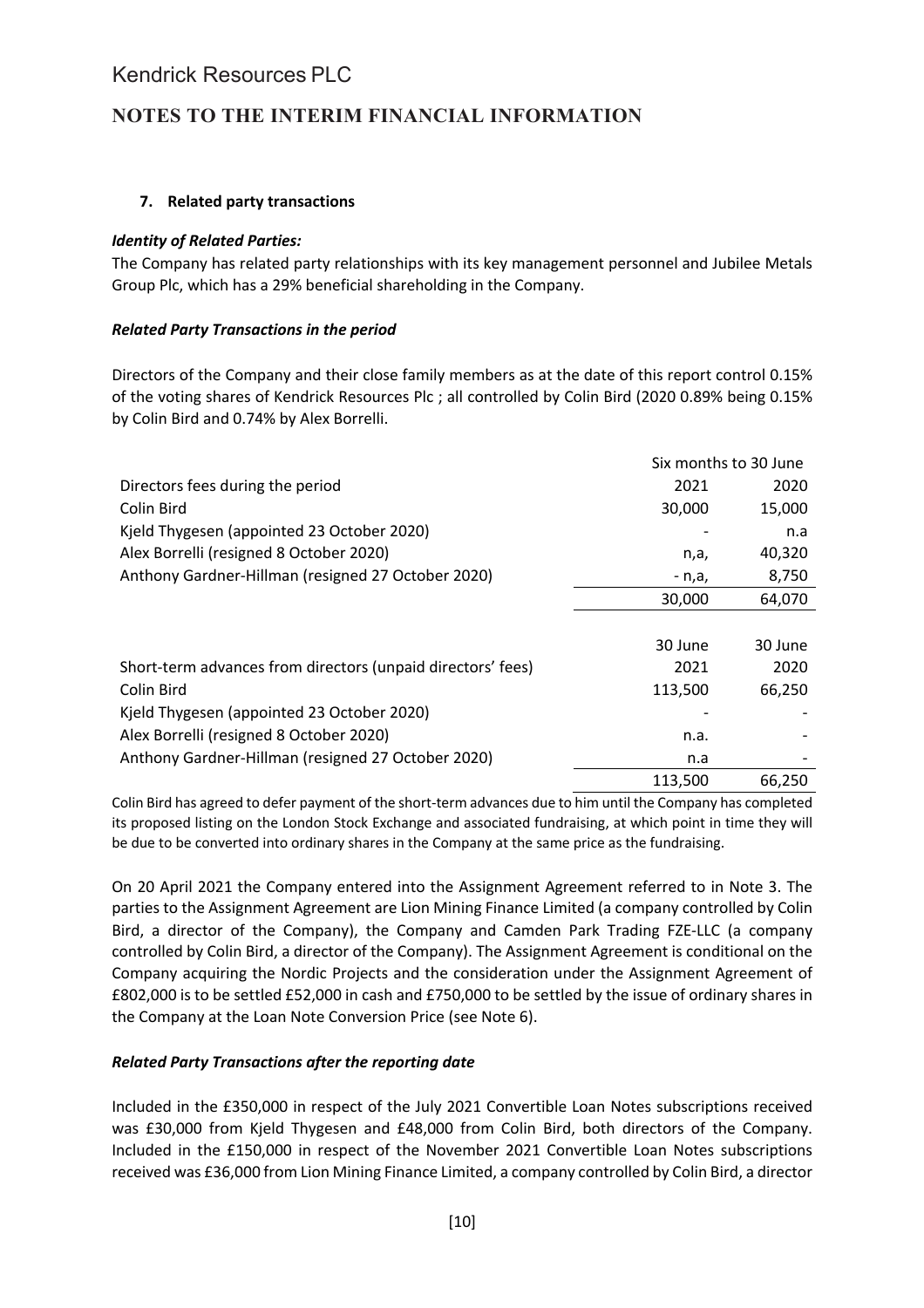# Kendrick Resources PLC

## NOTES TO THE INTERIM FINANCIAL INFORMATION

### 7. Related party transactions

***Identity of Related Parties:***

The Company has related party relationships with its key management personnel and Jubilee Metals Group Plc, which has a 29% beneficial shareholding in the Company.

***Related Party Transactions in the period***

Directors of the Company and their close family members as at the date of this report control 0.15% of the voting shares of Kendrick Resources Plc ; all controlled by Colin Bird (2020 0.89% being 0.15% by Colin Bird and 0.74% by Alex Borrelli.

| | Six months to 30 June | |
|---|---|---|
| Directors fees during the period | 2021 | 2020 |
| Colin Bird | 30,000 | 15,000 |
| Kjeld Thygesen (appointed 23 October 2020) | - | n.a |
| Alex Borrelli (resigned 8 October 2020) | n,a, | 40,320 |
| Anthony Gardner-Hillman (resigned 27 October 2020) | - n,a, | 8,750 |
| | 30,000 | 64,070 |

| | 30 June | 30 June |
|---|---|---|
| Short-term advances from directors (unpaid directors' fees) | 2021 | 2020 |
| Colin Bird | 113,500 | 66,250 |
| Kjeld Thygesen (appointed 23 October 2020) | - | - |
| Alex Borrelli (resigned 8 October 2020) | n.a. | - |
| Anthony Gardner-Hillman (resigned 27 October 2020) | n.a | - |
| | 113,500 | 66,250 |

Colin Bird has agreed to defer payment of the short-term advances due to him until the Company has completed its proposed listing on the London Stock Exchange and associated fundraising, at which point in time they will be due to be converted into ordinary shares in the Company at the same price as the fundraising.

On 20 April 2021 the Company entered into the Assignment Agreement referred to in Note 3. The parties to the Assignment Agreement are Lion Mining Finance Limited (a company controlled by Colin Bird, a director of the Company), the Company and Camden Park Trading FZE-LLC (a company controlled by Colin Bird, a director of the Company). The Assignment Agreement is conditional on the Company acquiring the Nordic Projects and the consideration under the Assignment Agreement of £802,000 is to be settled £52,000 in cash and £750,000 to be settled by the issue of ordinary shares in the Company at the Loan Note Conversion Price (see Note 6).

***Related Party Transactions after the reporting date***

Included in the £350,000 in respect of the July 2021 Convertible Loan Notes subscriptions received was £30,000 from Kjeld Thygesen and £48,000 from Colin Bird, both directors of the Company. Included in the £150,000 in respect of the November 2021 Convertible Loan Notes subscriptions received was £36,000 from Lion Mining Finance Limited, a company controlled by Colin Bird, a director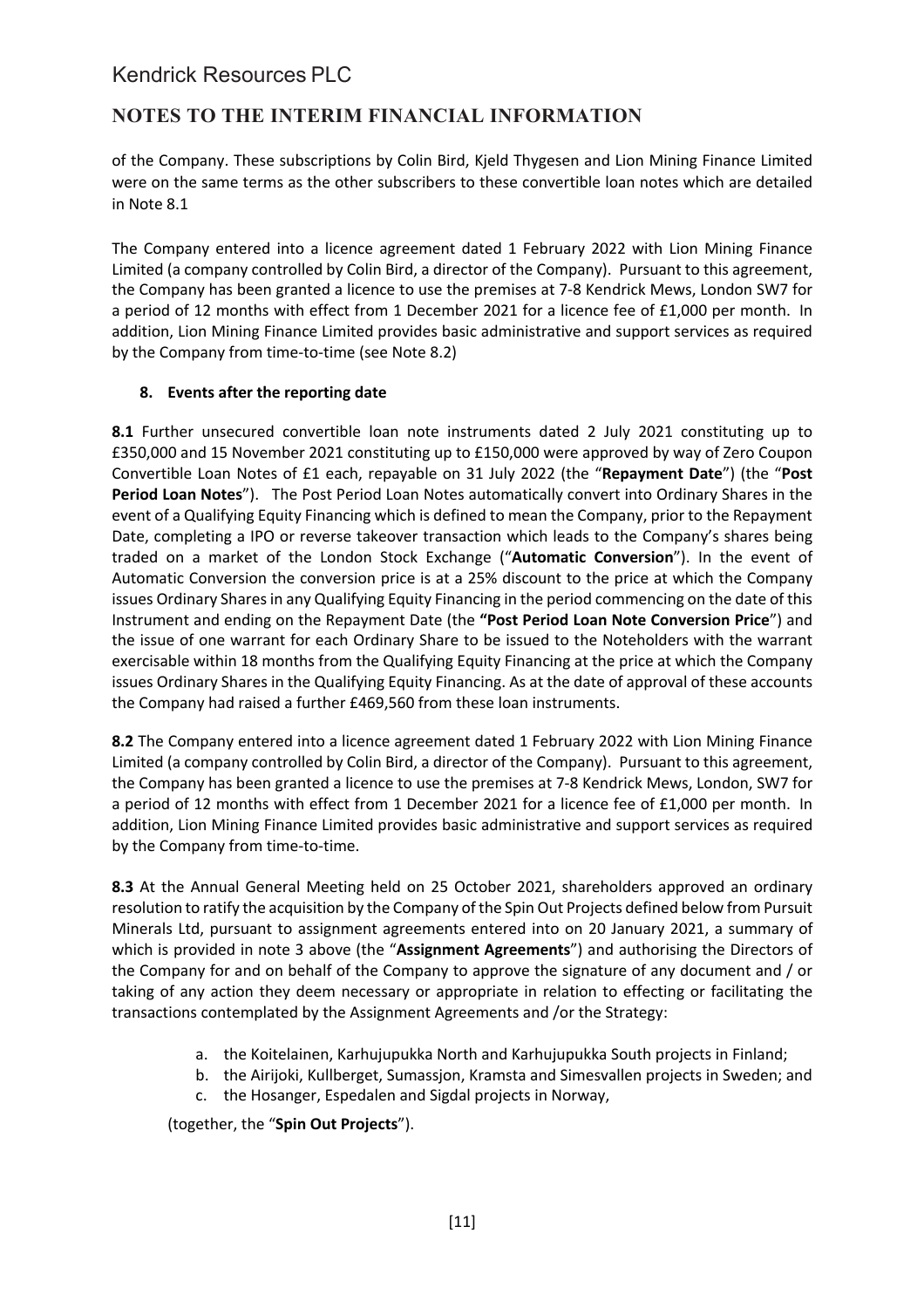of the Company. These subscriptions by Colin Bird, Kjeld Thygesen and Lion Mining Finance Limited were on the same terms as the other subscribers to these convertible loan notes which are detailed in Note 8.1

The Company entered into a licence agreement dated 1 February 2022 with Lion Mining Finance Limited (a company controlled by Colin Bird, a director of the Company). Pursuant to this agreement, the Company has been granted a licence to use the premises at 7-8 Kendrick Mews, London SW7 for a period of 12 months with effect from 1 December 2021 for a licence fee of £1,000 per month. In addition, Lion Mining Finance Limited provides basic administrative and support services as required by the Company from time-to-time (see Note 8.2)

## 8. Events after the reporting date

**8.1** Further unsecured convertible loan note instruments dated 2 July 2021 constituting up to £350,000 and 15 November 2021 constituting up to £150,000 were approved by way of Zero Coupon Convertible Loan Notes of £1 each, repayable on 31 July 2022 (the "**Repayment Date**") (the "**Post Period Loan Notes**"). The Post Period Loan Notes automatically convert into Ordinary Shares in the event of a Qualifying Equity Financing which is defined to mean the Company, prior to the Repayment Date, completing a IPO or reverse takeover transaction which leads to the Company's shares being traded on a market of the London Stock Exchange ("**Automatic Conversion**"). In the event of Automatic Conversion the conversion price is at a 25% discount to the price at which the Company issues Ordinary Shares in any Qualifying Equity Financing in the period commencing on the date of this Instrument and ending on the Repayment Date (the **"Post Period Loan Note Conversion Price"**) and the issue of one warrant for each Ordinary Share to be issued to the Noteholders with the warrant exercisable within 18 months from the Qualifying Equity Financing at the price at which the Company issues Ordinary Shares in the Qualifying Equity Financing. As at the date of approval of these accounts the Company had raised a further £469,560 from these loan instruments.

**8.2** The Company entered into a licence agreement dated 1 February 2022 with Lion Mining Finance Limited (a company controlled by Colin Bird, a director of the Company). Pursuant to this agreement, the Company has been granted a licence to use the premises at 7-8 Kendrick Mews, London, SW7 for a period of 12 months with effect from 1 December 2021 for a licence fee of £1,000 per month. In addition, Lion Mining Finance Limited provides basic administrative and support services as required by the Company from time-to-time.

**8.3** At the Annual General Meeting held on 25 October 2021, shareholders approved an ordinary resolution to ratify the acquisition by the Company of the Spin Out Projects defined below from Pursuit Minerals Ltd, pursuant to assignment agreements entered into on 20 January 2021, a summary of which is provided in note 3 above (the "**Assignment Agreements**") and authorising the Directors of the Company for and on behalf of the Company to approve the signature of any document and / or taking of any action they deem necessary or appropriate in relation to effecting or facilitating the transactions contemplated by the Assignment Agreements and /or the Strategy:

a. the Koitelainen, Karhujupukka North and Karhujupukka South projects in Finland;
b. the Airijoki, Kullberget, Sumassjon, Kramsta and Simesvallen projects in Sweden; and
c. the Hosanger, Espedalen and Sigdal projects in Norway,

(together, the "**Spin Out Projects**").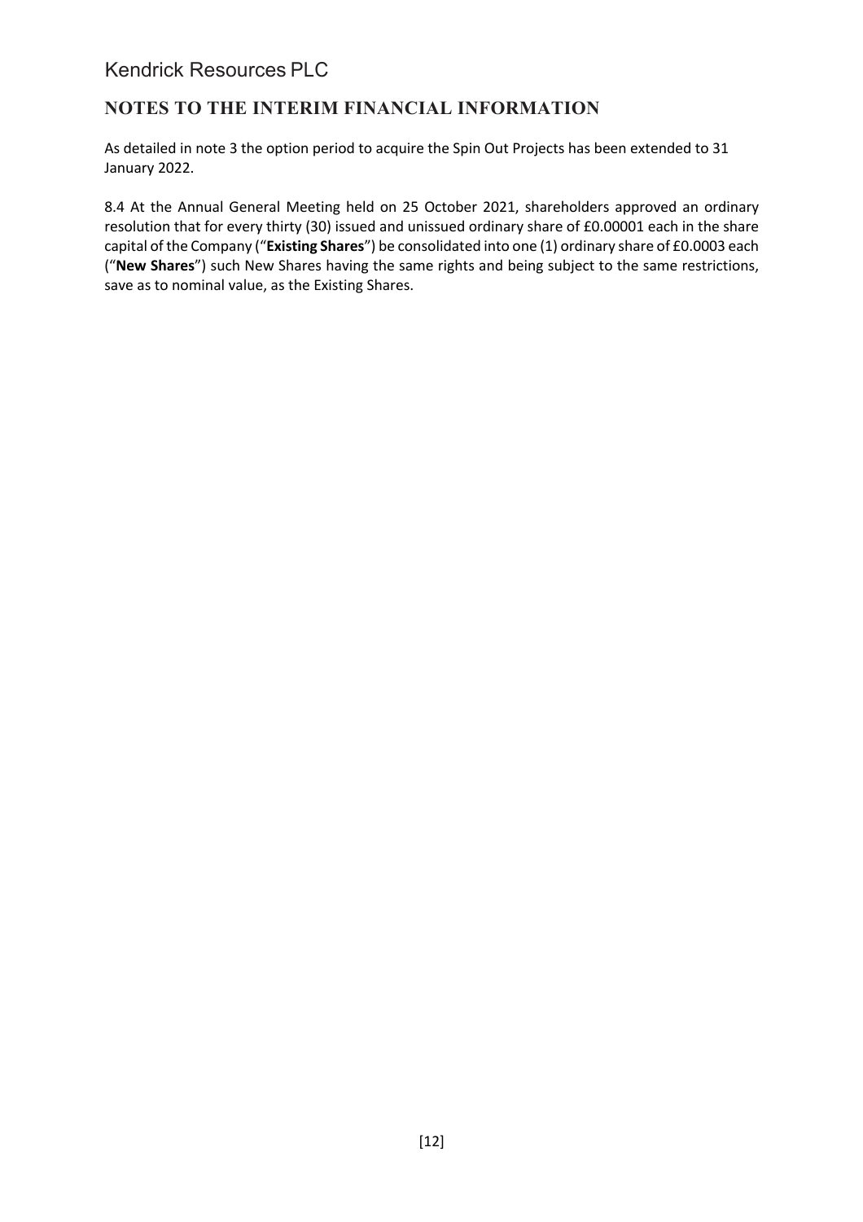## NOTES TO THE INTERIM FINANCIAL INFORMATION

As detailed in note 3 the option period to acquire the Spin Out Projects has been extended to 31 January 2022.

8.4 At the Annual General Meeting held on 25 October 2021, shareholders approved an ordinary resolution that for every thirty (30) issued and unissued ordinary share of £0.00001 each in the share capital of the Company ("**Existing Shares**") be consolidated into one (1) ordinary share of £0.0003 each ("**New Shares**") such New Shares having the same rights and being subject to the same restrictions, save as to nominal value, as the Existing Shares.